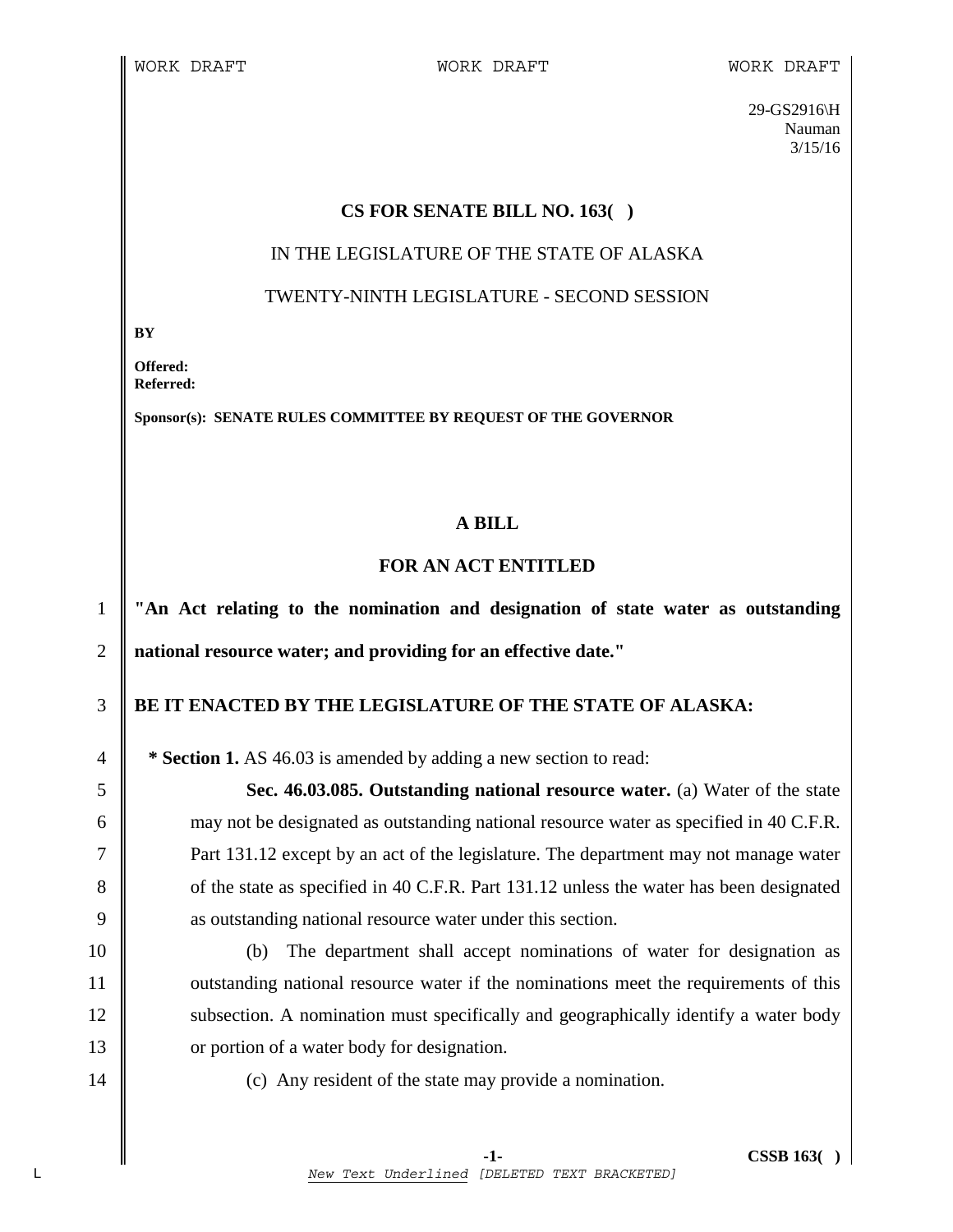29-GS2916\H
Nauman
3/15/16

**CS FOR SENATE BILL NO. 163( )**

IN THE LEGISLATURE OF THE STATE OF ALASKA

TWENTY-NINTH LEGISLATURE - SECOND SESSION

**BY**

**Offered:**
**Referred:**

**Sponsor(s): SENATE RULES COMMITTEE BY REQUEST OF THE GOVERNOR**

**A BILL**

**FOR AN ACT ENTITLED**

**"An Act relating to the nomination and designation of state water as outstanding national resource water; and providing for an effective date."**

**BE IT ENACTED BY THE LEGISLATURE OF THE STATE OF ALASKA:**

**\* Section 1.** AS 46.03 is amended by adding a new section to read:

**Sec. 46.03.085. Outstanding national resource water.** (a) Water of the state may not be designated as outstanding national resource water as specified in 40 C.F.R. Part 131.12 except by an act of the legislature. The department may not manage water of the state as specified in 40 C.F.R. Part 131.12 unless the water has been designated as outstanding national resource water under this section.

(b) The department shall accept nominations of water for designation as outstanding national resource water if the nominations meet the requirements of this subsection. A nomination must specifically and geographically identify a water body or portion of a water body for designation.

(c) Any resident of the state may provide a nomination.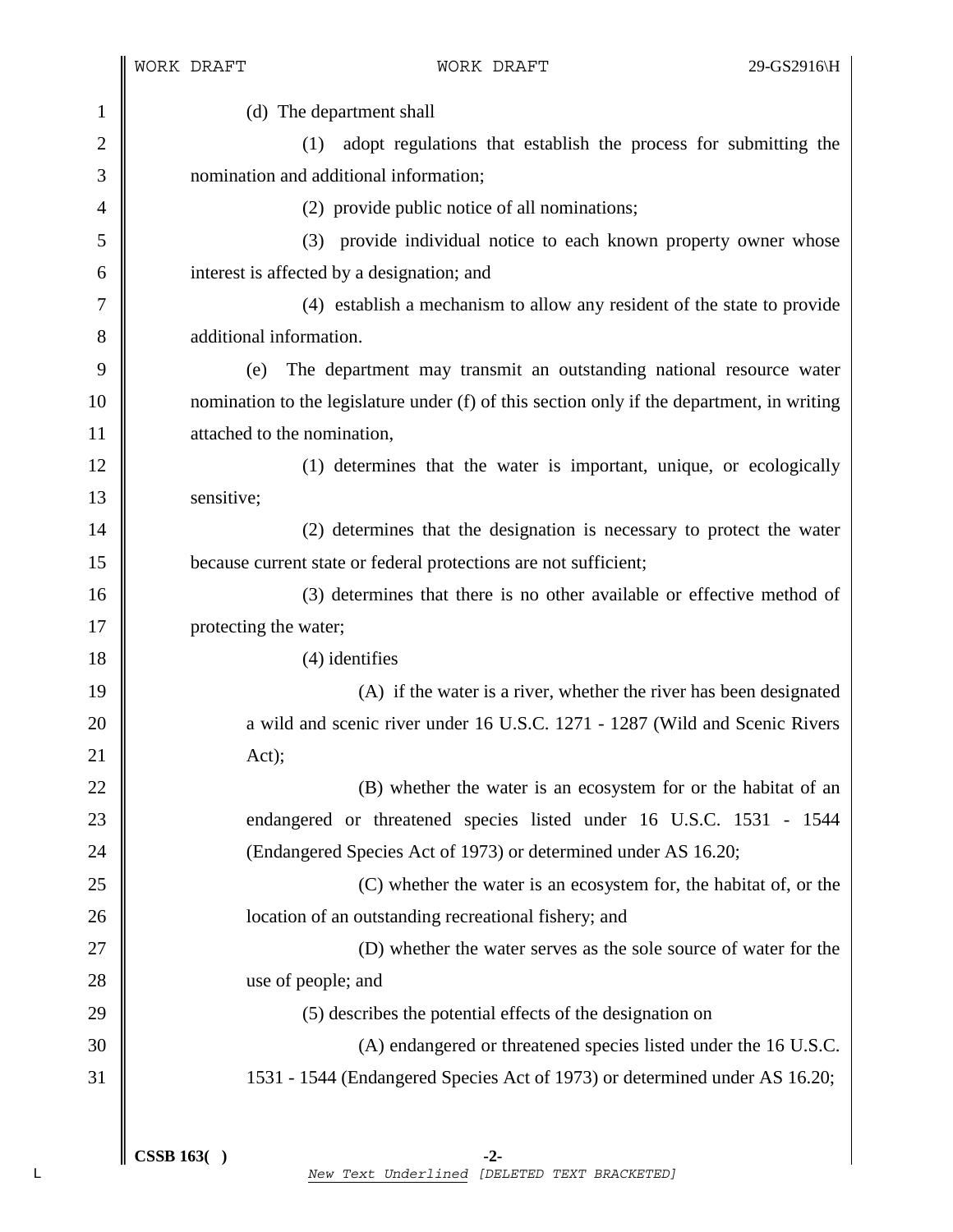(d) The department shall

(1) adopt regulations that establish the process for submitting the nomination and additional information;

(2) provide public notice of all nominations;

(3) provide individual notice to each known property owner whose interest is affected by a designation; and

(4) establish a mechanism to allow any resident of the state to provide additional information.

(e) The department may transmit an outstanding national resource water nomination to the legislature under (f) of this section only if the department, in writing attached to the nomination,

(1) determines that the water is important, unique, or ecologically sensitive;

(2) determines that the designation is necessary to protect the water because current state or federal protections are not sufficient;

(3) determines that there is no other available or effective method of protecting the water;

(4) identifies

(A) if the water is a river, whether the river has been designated a wild and scenic river under 16 U.S.C. 1271 - 1287 (Wild and Scenic Rivers Act);

(B) whether the water is an ecosystem for or the habitat of an endangered or threatened species listed under 16 U.S.C. 1531 - 1544 (Endangered Species Act of 1973) or determined under AS 16.20;

(C) whether the water is an ecosystem for, the habitat of, or the location of an outstanding recreational fishery; and

(D) whether the water serves as the sole source of water for the use of people; and

(5) describes the potential effects of the designation on

(A) endangered or threatened species listed under the 16 U.S.C. 1531 - 1544 (Endangered Species Act of 1973) or determined under AS 16.20;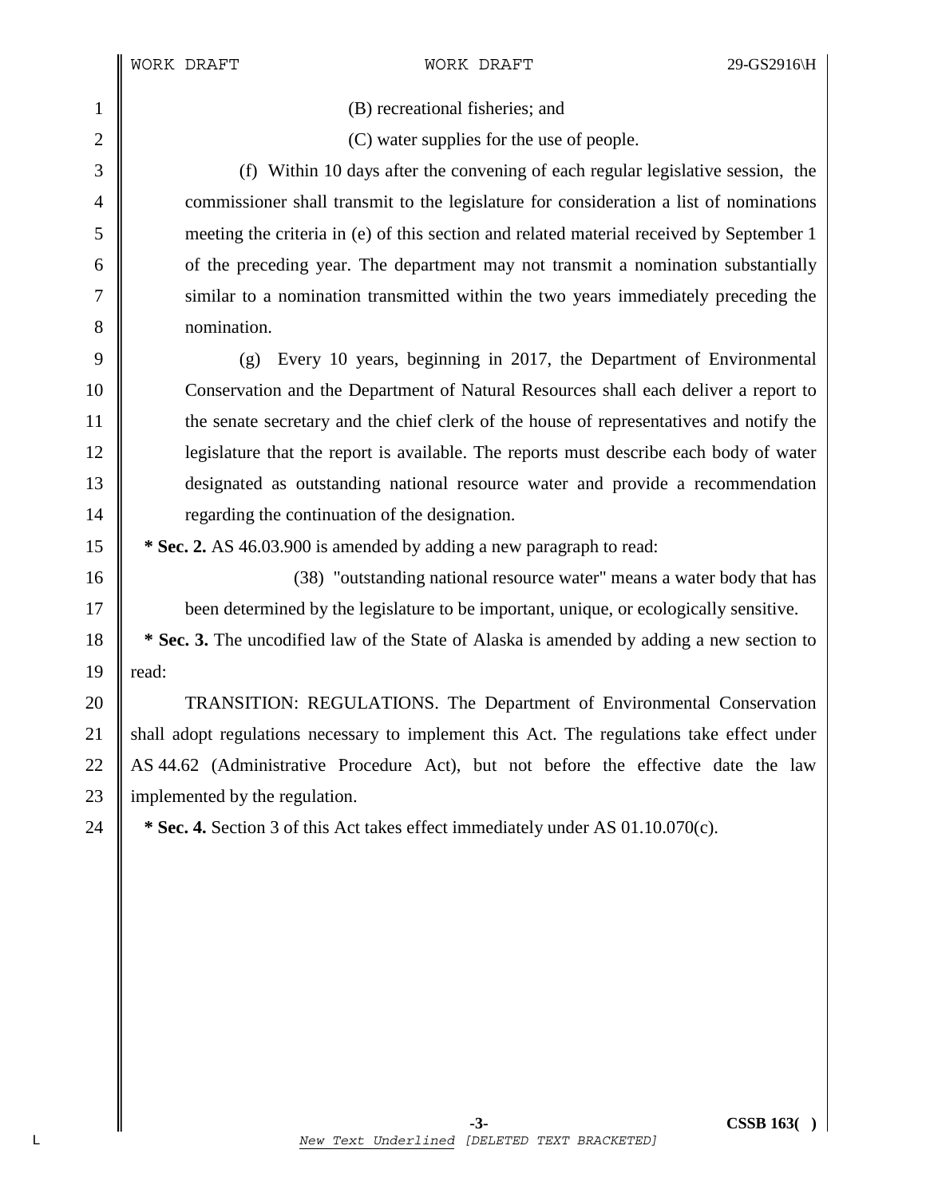(B) recreational fisheries; and

(C) water supplies for the use of people.

(f) Within 10 days after the convening of each regular legislative session, the commissioner shall transmit to the legislature for consideration a list of nominations meeting the criteria in (e) of this section and related material received by September 1 of the preceding year. The department may not transmit a nomination substantially similar to a nomination transmitted within the two years immediately preceding the nomination.

(g) Every 10 years, beginning in 2017, the Department of Environmental Conservation and the Department of Natural Resources shall each deliver a report to the senate secretary and the chief clerk of the house of representatives and notify the legislature that the report is available. The reports must describe each body of water designated as outstanding national resource water and provide a recommendation regarding the continuation of the designation.

**\* Sec. 2.** AS 46.03.900 is amended by adding a new paragraph to read:

(38) "outstanding national resource water" means a water body that has been determined by the legislature to be important, unique, or ecologically sensitive.

**\* Sec. 3.** The uncodified law of the State of Alaska is amended by adding a new section to read:

TRANSITION: REGULATIONS. The Department of Environmental Conservation shall adopt regulations necessary to implement this Act. The regulations take effect under AS 44.62 (Administrative Procedure Act), but not before the effective date the law implemented by the regulation.

**\* Sec. 4.** Section 3 of this Act takes effect immediately under AS 01.10.070(c).